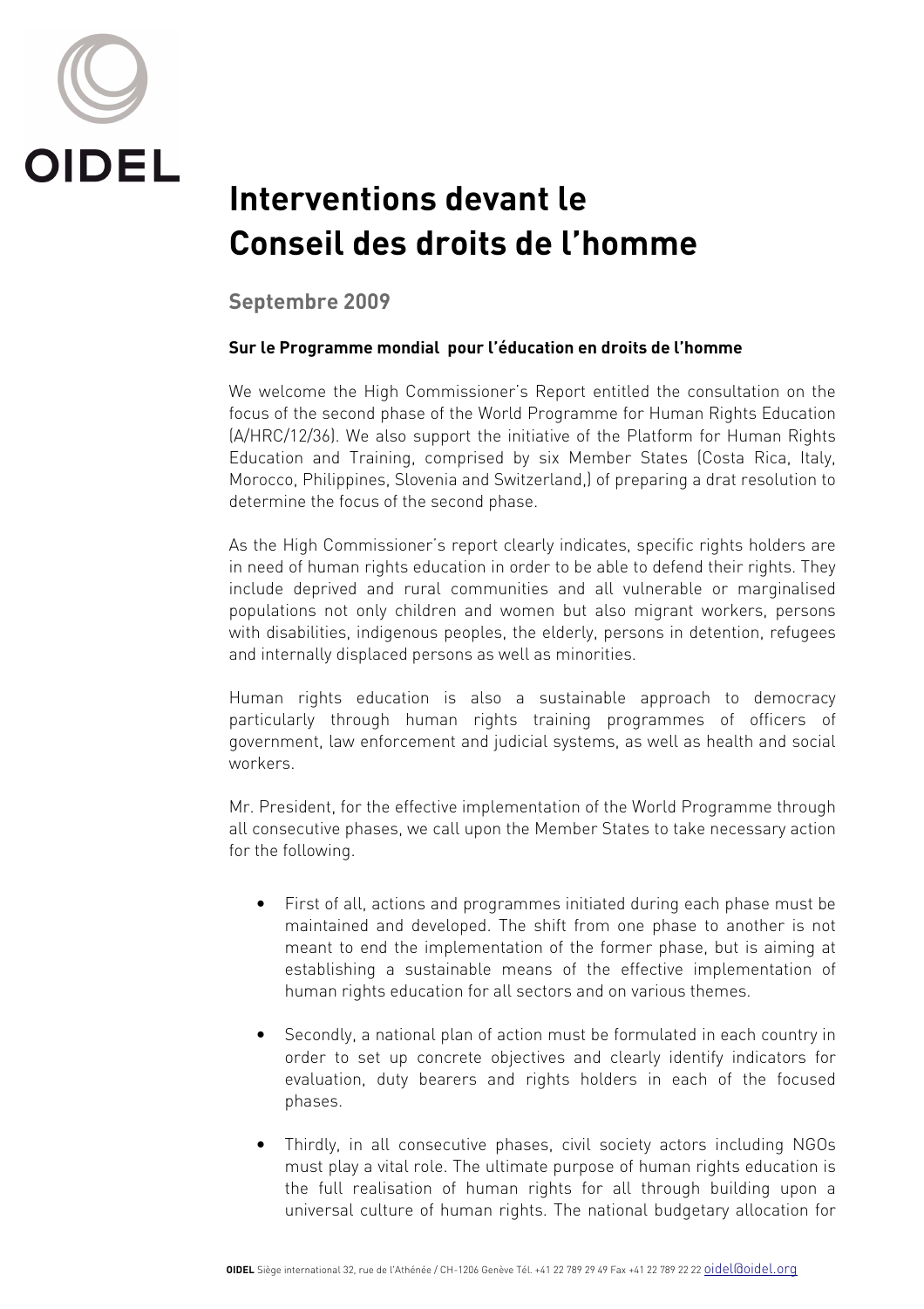OIDEL

# Interventions devant le Conseil des droits de l'homme

## Septembre 2009

### Sur le Programme mondial pour l'éducation en droits de l'homme

We welcome the High Commissioner's Report entitled the consultation on the focus of the second phase of the World Programme for Human Rights Education (A/HRC/12/36). We also support the initiative of the Platform for Human Rights Education and Training, comprised by six Member States (Costa Rica, Italy, Morocco, Philippines, Slovenia and Switzerland,) of preparing a drat resolution to determine the focus of the second phase.

As the High Commissioner's report clearly indicates, specific rights holders are in need of human rights education in order to be able to defend their rights. They include deprived and rural communities and all vulnerable or marginalised populations not only children and women but also migrant workers, persons with disabilities, indigenous peoples, the elderly, persons in detention, refugees and internally displaced persons as well as minorities.

Human rights education is also a sustainable approach to democracy particularly through human rights training programmes of officers of government, law enforcement and judicial systems, as well as health and social workers.

Mr. President, for the effective implementation of the World Programme through all consecutive phases, we call upon the Member States to take necessary action for the following.

- First of all, actions and programmes initiated during each phase must be maintained and developed. The shift from one phase to another is not meant to end the implementation of the former phase, but is aiming at establishing a sustainable means of the effective implementation of human rights education for all sectors and on various themes.
- Secondly, a national plan of action must be formulated in each country in order to set up concrete objectives and clearly identify indicators for evaluation, duty bearers and rights holders in each of the focused phases.
- Thirdly, in all consecutive phases, civil society actors including NGOs must play a vital role. The ultimate purpose of human rights education is the full realisation of human rights for all through building upon a universal culture of human rights. The national budgetary allocation for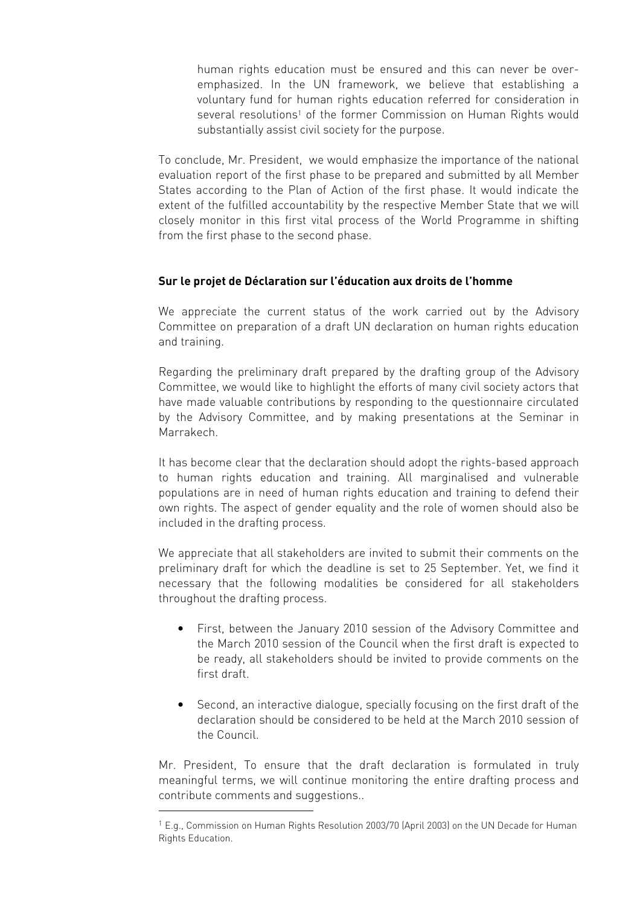human rights education must be ensured and this can never be over-emphasized. In the UN framework, we believe that establishing a voluntary fund for human rights education referred for consideration in several resolutions[1] of the former Commission on Human Rights would substantially assist civil society for the purpose.

To conclude, Mr. President, we would emphasize the importance of the national evaluation report of the first phase to be prepared and submitted by all Member States according to the Plan of Action of the first phase. It would indicate the extent of the fulfilled accountability by the respective Member State that we will closely monitor in this first vital process of the World Programme in shifting from the first phase to the second phase.

**Sur le projet de Déclaration sur l'éducation aux droits de l'homme**

We appreciate the current status of the work carried out by the Advisory Committee on preparation of a draft UN declaration on human rights education and training.

Regarding the preliminary draft prepared by the drafting group of the Advisory Committee, we would like to highlight the efforts of many civil society actors that have made valuable contributions by responding to the questionnaire circulated by the Advisory Committee, and by making presentations at the Seminar in Marrakech.

It has become clear that the declaration should adopt the rights-based approach to human rights education and training. All marginalised and vulnerable populations are in need of human rights education and training to defend their own rights. The aspect of gender equality and the role of women should also be included in the drafting process.

We appreciate that all stakeholders are invited to submit their comments on the preliminary draft for which the deadline is set to 25 September. Yet, we find it necessary that the following modalities be considered for all stakeholders throughout the drafting process.

- First, between the January 2010 session of the Advisory Committee and the March 2010 session of the Council when the first draft is expected to be ready, all stakeholders should be invited to provide comments on the first draft.
- Second, an interactive dialogue, specially focusing on the first draft of the declaration should be considered to be held at the March 2010 session of the Council.

Mr. President, To ensure that the draft declaration is formulated in truly meaningful terms, we will continue monitoring the entire drafting process and contribute comments and suggestions..

[1] E.g., Commission on Human Rights Resolution 2003/70 (April 2003) on the UN Decade for Human Rights Education.